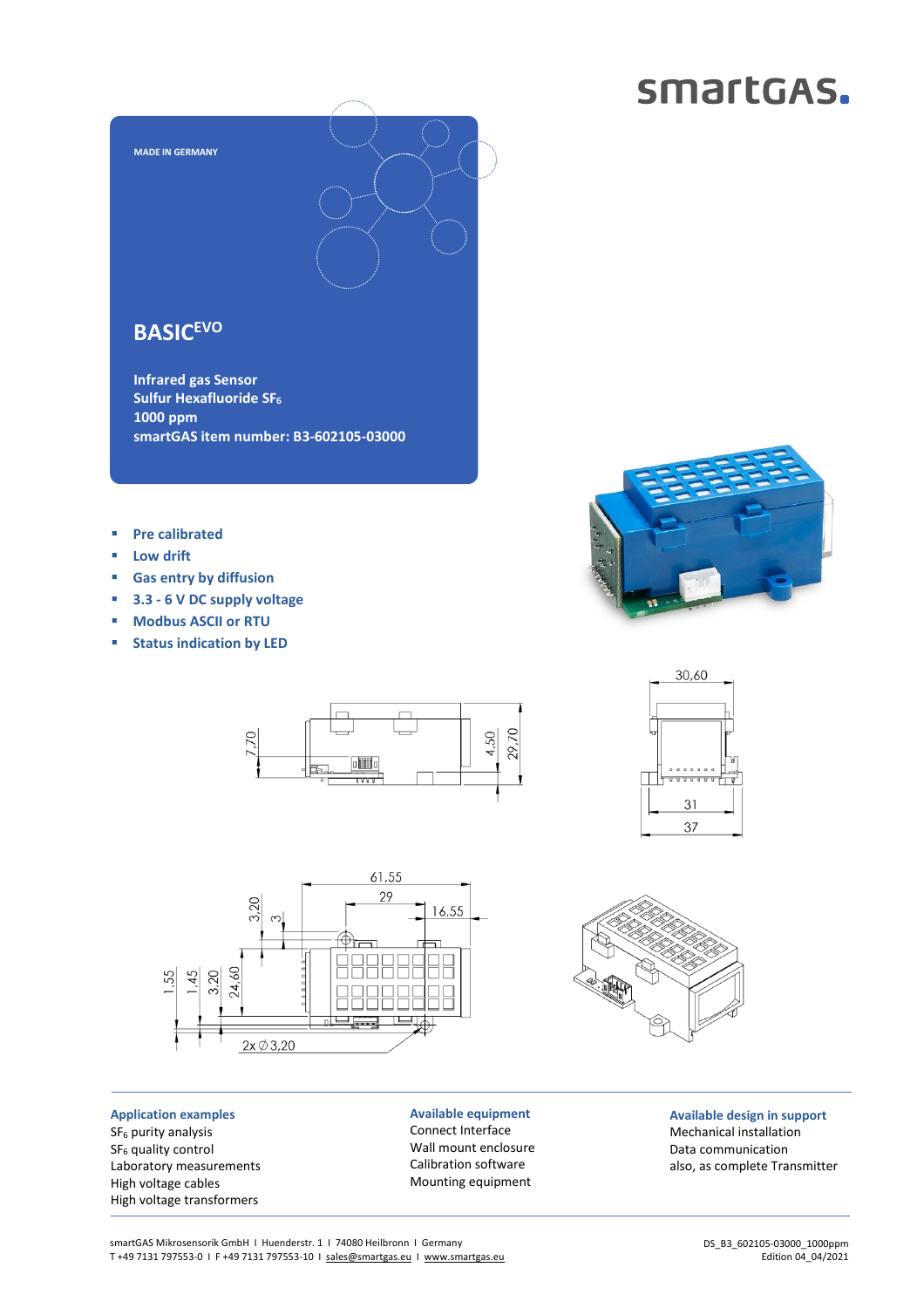smartGAS.

MADE IN GERMANY

# BASIC[EVO]

**Infrared gas Sensor**
**Sulfur Hexafluoride $SF_6$**
**1000 ppm**
**smartGAS item number: B3-602105-03000**

- **Pre calibrated**
- **Low drift**
- **Gas entry by diffusion**
- **3.3 - 6 V DC supply voltage**
- **Modbus ASCII or RTU**
- **Status indication by LED**

30,60

7,70 4,50 29,70

31
37

61,55
29
16,55
3,20
3
1,55 1,45 3,20 24,60
2x ∅3,20

### Application examples

$SF_6$ purity analysis
$SF_6$ quality control
Laboratory measurements
High voltage cables
High voltage transformers

### Available equipment

Connect Interface
Wall mount enclosure
Calibration software
Mounting equipment

### Available design in support

Mechanical installation
Data communication
also, as complete Transmitter

smartGAS Mikrosensorik GmbH I Huenderstr. 1 I 74080 Heilbronn I Germany
T +49 7131 797553-0 I F +49 7131 797553-10 I sales@smartgas.eu I www.smartgas.eu

DS_B3_602105-03000_1000ppm
Edition 04_04/2021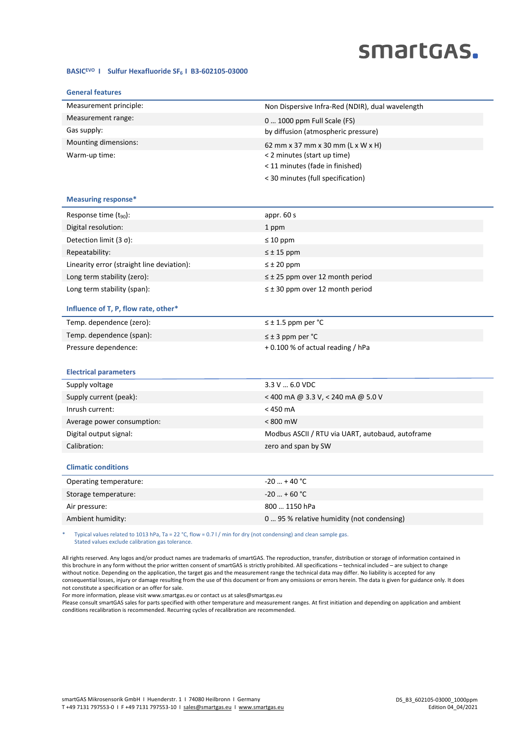smartGAS.

**BASIC$^{EVO}$ I Sulfur Hexafluoride $SF_6$ I B3-602105-03000**

## General features

| | |
|---|---|
| Measurement principle: | Non Dispersive Infra-Red (NDIR), dual wavelength |
| Measurement range: | 0 … 1000 ppm Full Scale (FS) |
| Gas supply: | by diffusion (atmospheric pressure) |
| Mounting dimensions: | 62 mm x 37 mm x 30 mm (L x W x H) |
| Warm-up time: | < 2 minutes (start up time)<br>< 11 minutes (fade in finished)<br>< 30 minutes (full specification) |

## Measuring response*

| | |
|---|---|
| Response time ($t_{90}$): | appr. 60 s |
| Digital resolution: | 1 ppm |
| Detection limit (3 σ): | ≤ 10 ppm |
| Repeatability: | ≤ ± 15 ppm |
| Linearity error (straight line deviation): | ≤ ± 20 ppm |
| Long term stability (zero): | ≤ ± 25 ppm over 12 month period |
| Long term stability (span): | ≤ ± 30 ppm over 12 month period |

## Influence of T, P, flow rate, other*

| | |
|---|---|
| Temp. dependence (zero): | ≤ ± 1.5 ppm per °C |
| Temp. dependence (span): | ≤ ± 3 ppm per °C |
| Pressure dependence: | + 0.100 % of actual reading / hPa |

## Electrical parameters

| | |
|---|---|
| Supply voltage | 3.3 V … 6.0 VDC |
| Supply current (peak): | < 400 mA @ 3.3 V, < 240 mA @ 5.0 V |
| Inrush current: | < 450 mA |
| Average power consumption: | < 800 mW |
| Digital output signal: | Modbus ASCII / RTU via UART, autobaud, autoframe |
| Calibration: | zero and span by SW |

## Climatic conditions

| | |
|---|---|
| Operating temperature: | -20 … + 40 °C |
| Storage temperature: | -20 … + 60 °C |
| Air pressure: | 800 … 1150 hPa |
| Ambient humidity: | 0 … 95 % relative humidity (not condensing) |

\* Typical values related to 1013 hPa, Ta = 22 °C, flow = 0.7 l / min for dry (not condensing) and clean sample gas. Stated values exclude calibration gas tolerance.

All rights reserved. Any logos and/or product names are trademarks of smartGAS. The reproduction, transfer, distribution or storage of information contained in this brochure in any form without the prior written consent of smartGAS is strictly prohibited. All specifications – technical included – are subject to change without notice. Depending on the application, the target gas and the measurement range the technical data may differ. No liability is accepted for any consequential losses, injury or damage resulting from the use of this document or from any omissions or errors herein. The data is given for guidance only. It does not constitute a specification or an offer for sale.
For more information, please visit www.smartgas.eu or contact us at sales@smartgas.eu
Please consult smartGAS sales for parts specified with other temperature and measurement ranges. At first initiation and depending on application and ambient conditions recalibration is recommended. Recurring cycles of recalibration are recommended.

smartGAS Mikrosensorik GmbH I Huenderstr. 1 I 74080 Heilbronn I Germany
T +49 7131 797553-0 I F +49 7131 797553-10 I sales@smartgas.eu I www.smartgas.eu

DS_B3_602105-03000_1000ppm
Edition 04_04/2021